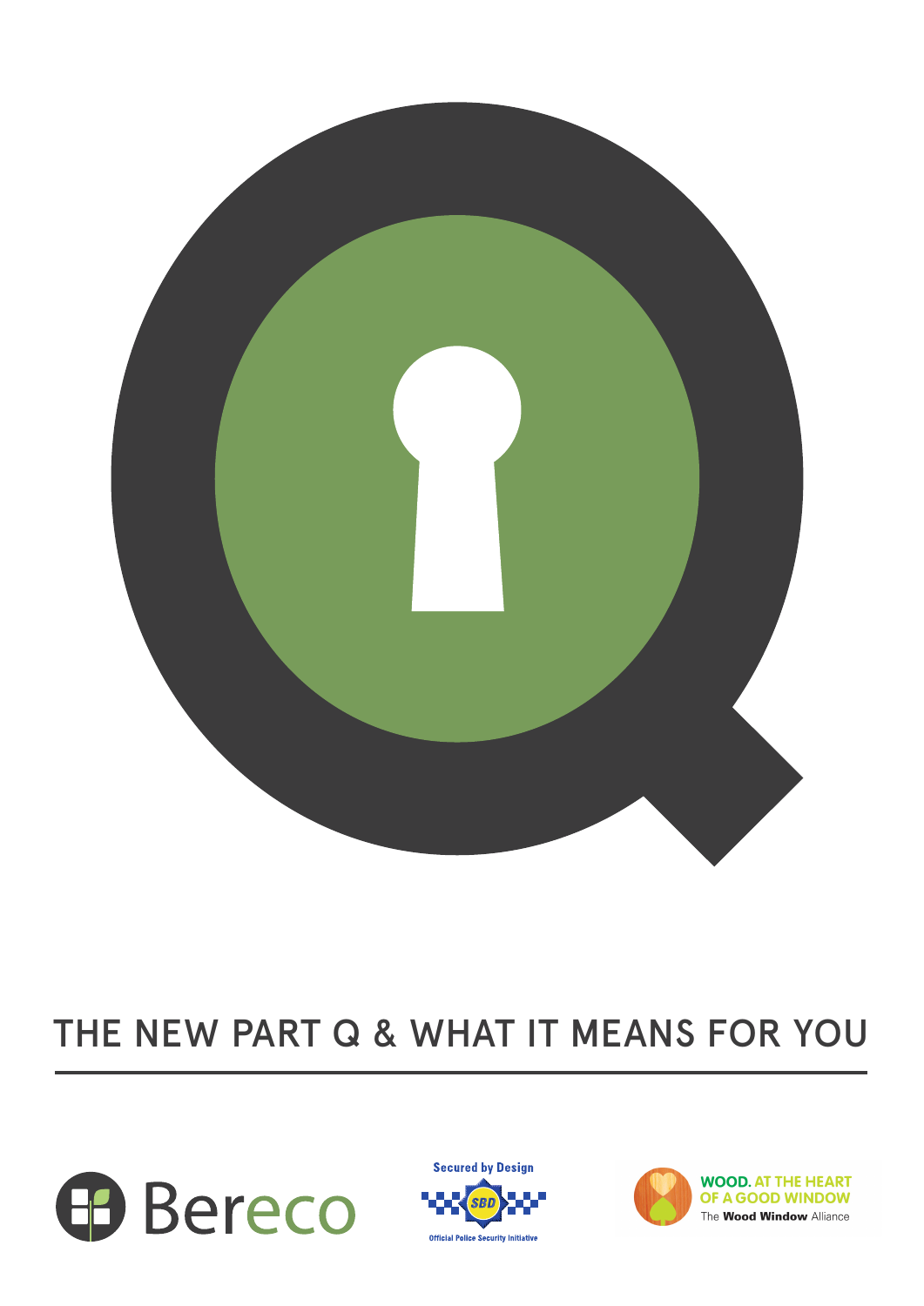# THE NEW PART Q & WHAT IT MEANS FOR YOU

Bereco

Secured by Design

SBD

Official Police Security Initiative

WOOD. AT THE HEART OF A GOOD WINDOW

The **Wood Window** Alliance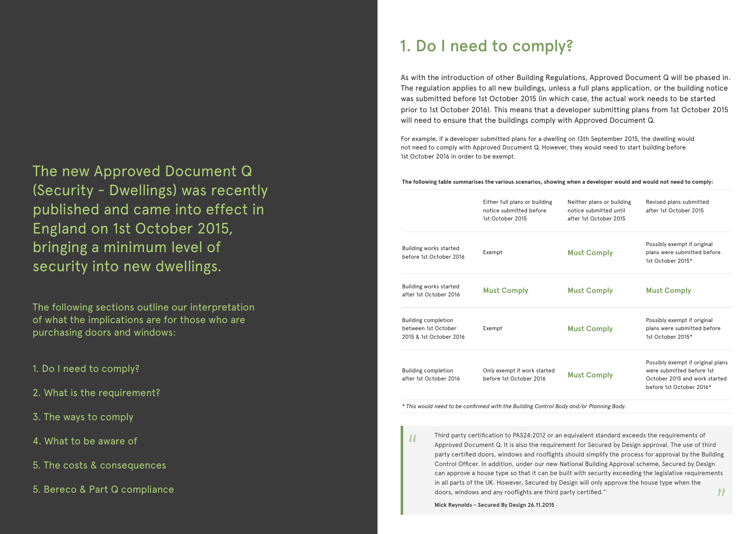The new Approved Document Q (Security - Dwellings) was recently published and came into effect in England on 1st October 2015, bringing a minimum level of security into new dwellings.

The following sections outline our interpretation of what the implications are for those who are purchasing doors and windows:

1. Do I need to comply?
2. What is the requirement?
3. The ways to comply
4. What to be aware of
5. The costs & consequences
5. Bereco & Part Q compliance

# 1. Do I need to comply?

As with the introduction of other Building Regulations, Approved Document Q will be phased in. The regulation applies to all new buildings, unless a full plans application, or the building notice was submitted before 1st October 2015 (in which case, the actual work needs to be started prior to 1st October 2016). This means that a developer submitting plans from 1st October 2015 will need to ensure that the buildings comply with Approved Document Q.

For example, if a developer submitted plans for a dwelling on 13th September 2015, the dwelling would not need to comply with Approved Document Q. However, they would need to start building before 1st October 2016 in order to be exempt.

**The following table summarises the various scenarios, showing when a developer would and would not need to comply:**

| | Either full plans or building notice submitted before 1st October 2015 | Neither plans or building notice submitted until after 1st October 2015 | Revised plans submitted after 1st October 2015 |
|---|---|---|---|
| Building works started before 1st October 2016 | Exempt | **Must Comply** | Possibly exempt if original plans were submitted before 1st October 2015* |
| Building works started after 1st October 2016 | **Must Comply** | **Must Comply** | **Must Comply** |
| Building completion between 1st October 2015 & 1st October 2016 | Exempt | **Must Comply** | Possibly exempt if original plans were submitted before 1st October 2015* |
| Building completion after 1st October 2016 | Only exempt if work started before 1st October 2016 | **Must Comply** | Possibly exempt if original plans were submitted before 1st October 2015 and work started before 1st October 2016* |

*\* This would need to be confirmed with the Building Control Body and/or Planning Body.*

> "Third party certification to PAS24:2012 or an equivalent standard exceeds the requirements of Approved Document Q. It is also the requirement for Secured by Design approval. The use of third party certified doors, windows and rooflights should simplify the process for approval by the Building Control Officer. In addition, under our new National Building Approval scheme, Secured by Design can approve a house type so that it can be built with security exceeding the legislative requirements in all parts of the UK. However, Secured by Design will only approve the house type when the doors, windows and any rooflights are third party certified."
>
> **Mick Reynolds - Secured By Design 26.11.2015**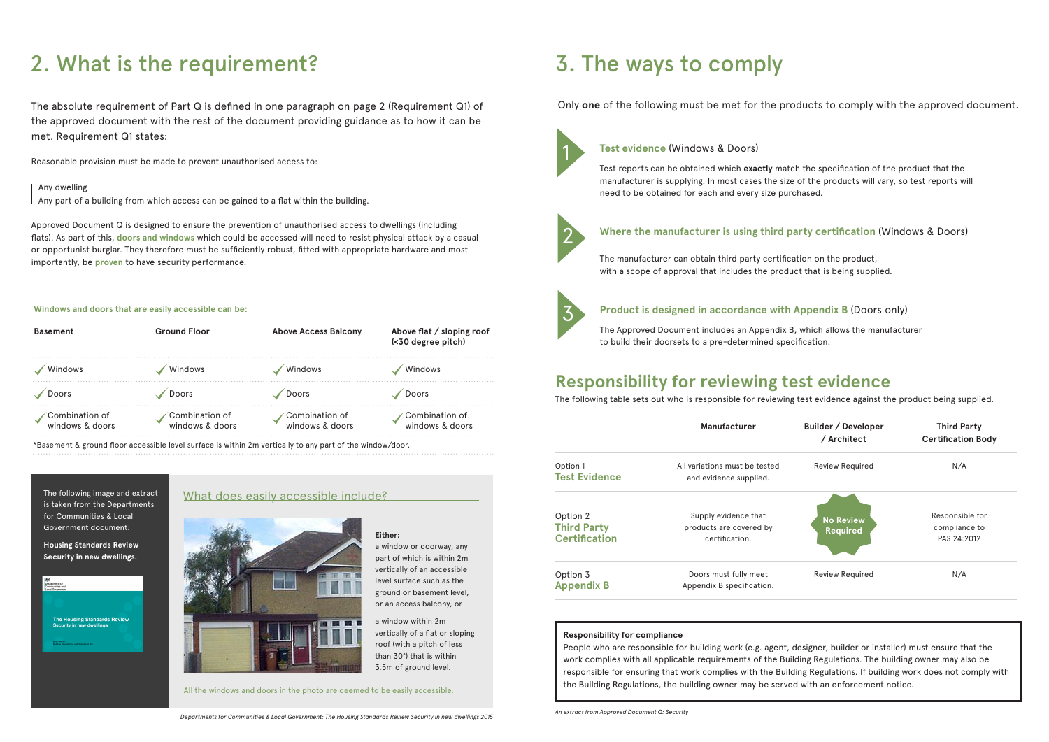# 2. What is the requirement?

The absolute requirement of Part Q is defined in one paragraph on page 2 (Requirement Q1) of the approved document with the rest of the document providing guidance as to how it can be met. Requirement Q1 states:

Reasonable provision must be made to prevent unauthorised access to:

> Any dwelling
> Any part of a building from which access can be gained to a flat within the building.

Approved Document Q is designed to ensure the prevention of unauthorised access to dwellings (including flats). As part of this, **doors and windows** which could be accessed will need to resist physical attack by a casual or opportunist burglar. They therefore must be sufficiently robust, fitted with appropriate hardware and most importantly, be **proven** to have security performance.

**Windows and doors that are easily accessible can be:**

| Basement | Ground Floor | Above Access Balcony | Above flat / sloping roof (<30 degree pitch) |
|---|---|---|---|
| ✓ Windows | ✓ Windows | ✓ Windows | ✓ Windows |
| ✓ Doors | ✓ Doors | ✓ Doors | ✓ Doors |
| ✓ Combination of windows & doors | ✓ Combination of windows & doors | ✓ Combination of windows & doors | ✓ Combination of windows & doors |

*Basement & ground floor accessible level surface is within 2m vertically to any part of the window/door.

The following image and extract is taken from the Departments for Communities & Local Government document:

**Housing Standards Review Security in new dwellings.**

## What does easily accessible include?

**Either:**
a window or doorway, any part of which is within 2m vertically of an accessible level surface such as the ground or basement level, or an access balcony, or

a window within 2m vertically of a flat or sloping roof (with a pitch of less than 30°) that is within 3.5m of ground level.

All the windows and doors in the photo are deemed to be easily accessible.

*Departments for Communities & Local Government: The Housing Standards Review Security in new dwellings 2015*

# 3. The ways to comply

Only **one** of the following must be met for the products to comply with the approved document.

### 1 Test evidence (Windows & Doors)

Test reports can be obtained which **exactly** match the specification of the product that the manufacturer is supplying. In most cases the size of the products will vary, so test reports will need to be obtained for each and every size purchased.

### 2 Where the manufacturer is using third party certification (Windows & Doors)

The manufacturer can obtain third party certification on the product, with a scope of approval that includes the product that is being supplied.

### 3 Product is designed in accordance with Appendix B (Doors only)

The Approved Document includes an Appendix B, which allows the manufacturer to build their doorsets to a pre-determined specification.

## Responsibility for reviewing test evidence

The following table sets out who is responsible for reviewing test evidence against the product being supplied.

| | Manufacturer | Builder / Developer / Architect | Third Party Certification Body |
|---|---|---|---|
| Option 1 **Test Evidence** | All variations must be tested and evidence supplied. | Review Required | N/A |
| Option 2 **Third Party Certification** | Supply evidence that products are covered by certification. | **No Review Required** | Responsible for compliance to PAS 24:2012 |
| Option 3 **Appendix B** | Doors must fully meet Appendix B specification. | Review Required | N/A |

**Responsibility for compliance**
People who are responsible for building work (e.g. agent, designer, builder or installer) must ensure that the work complies with all applicable requirements of the Building Regulations. The building owner may also be responsible for ensuring that work complies with the Building Regulations. If building work does not comply with the Building Regulations, the building owner may be served with an enforcement notice.

*An extract from Approved Document Q: Security*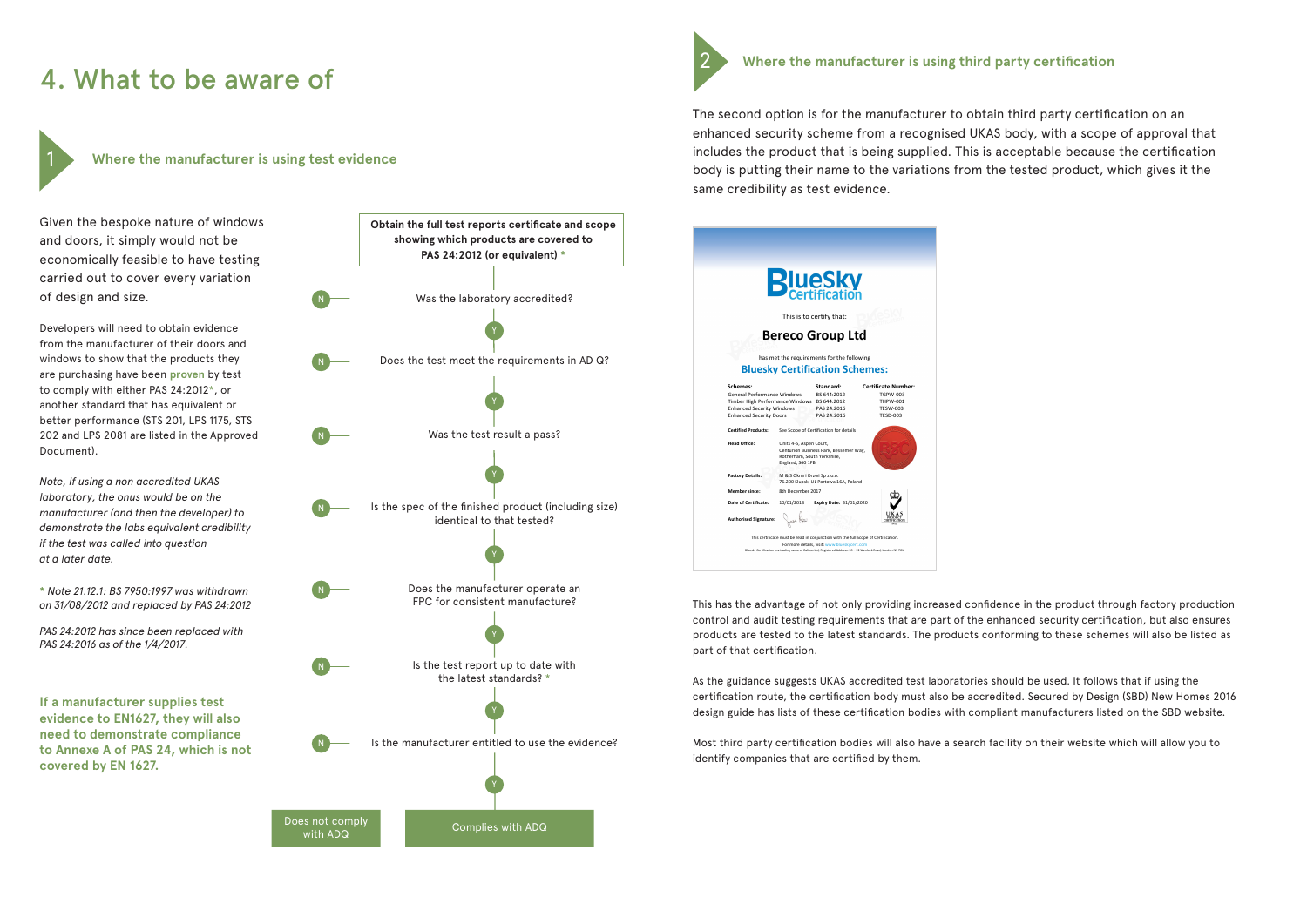# 4. What to be aware of

## 1 Where the manufacturer is using test evidence

Given the bespoke nature of windows and doors, it simply would not be economically feasible to have testing carried out to cover every variation of design and size.

Developers will need to obtain evidence from the manufacturer of their doors and windows to show that the products they are purchasing have been **proven** by test to comply with either PAS 24:2012*, or another standard that has equivalent or better performance (STS 201, LPS 1175, STS 202 and LPS 2081 are listed in the Approved Document).

*Note, if using a non accredited UKAS laboratory, the onus would be on the manufacturer (and then the developer) to demonstrate the labs equivalent credibility if the test was called into question at a later date.*

*\* Note 21.12.1: BS 7950:1997 was withdrawn on 31/08/2012 and replaced by PAS 24:2012*

*PAS 24:2012 has since been replaced with PAS 24:2016 as of the 1/4/2017.*

**If a manufacturer supplies test evidence to EN1627, they will also need to demonstrate compliance to Annexe A of PAS 24, which is not covered by EN 1627.**

**Obtain the full test reports certificate and scope showing which products are covered to PAS 24:2012 (or equivalent) ***

- Was the laboratory accredited? (N → Does not comply with ADQ; Y → next)
- Does the test meet the requirements in AD Q? (N → Does not comply with ADQ; Y → next)
- Was the test result a pass? (N → Does not comply with ADQ; Y → next)
- Is the spec of the finished product (including size) identical to that tested? (N → Does not comply with ADQ; Y → next)
- Does the manufacturer operate an FPC for consistent manufacture? (N → Does not comply with ADQ; Y → next)
- Is the test report up to date with the latest standards? * (N → Does not comply with ADQ; Y → next)
- Is the manufacturer entitled to use the evidence? (N → Does not comply with ADQ; Y → Complies with ADQ)

**Does not comply with ADQ** | **Complies with ADQ**

## 2 Where the manufacturer is using third party certification

The second option is for the manufacturer to obtain third party certification on an enhanced security scheme from a recognised UKAS body, with a scope of approval that includes the product that is being supplied. This is acceptable because the certification body is putting their name to the variations from the tested product, which gives it the same credibility as test evidence.

This has the advantage of not only providing increased confidence in the product through factory production control and audit testing requirements that are part of the enhanced security certification, but also ensures products are tested to the latest standards. The products conforming to these schemes will also be listed as part of that certification.

As the guidance suggests UKAS accredited test laboratories should be used. It follows that if using the certification route, the certification body must also be accredited. Secured by Design (SBD) New Homes 2016 design guide has lists of these certification bodies with compliant manufacturers listed on the SBD website.

Most third party certification bodies will also have a search facility on their website which will allow you to identify companies that are certified by them.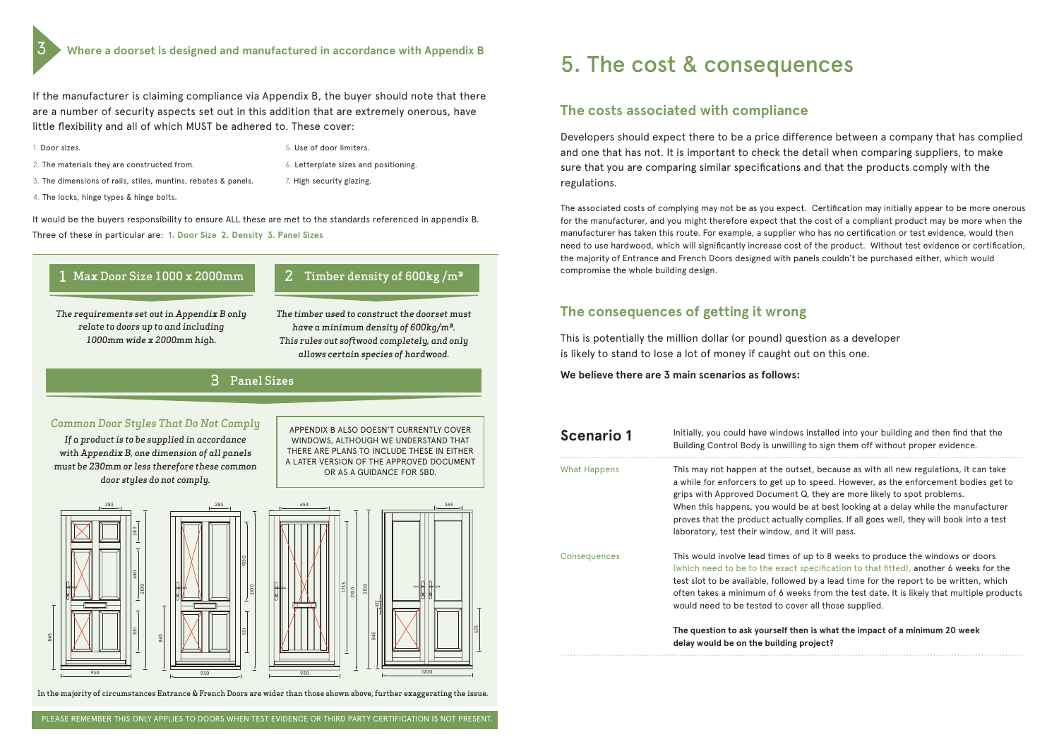## 3 Where a doorset is designed and manufactured in accordance with Appendix B

If the manufacturer is claiming compliance via Appendix B, the buyer should note that there are a number of security aspects set out in this addition that are extremely onerous, have little flexibility and all of which MUST be adhered to. These cover:

1. Door sizes.
2. The materials they are constructed from.
3. The dimensions of rails, stiles, muntins, rebates & panels.
4. The locks, hinge types & hinge bolts.
5. Use of door limiters.
6. Letterplate sizes and positioning.
7. High security glazing.

It would be the buyers responsibility to ensure ALL these are met to the standards referenced in appendix B. Three of these in particular are: **1. Door Size 2. Density 3. Panel Sizes**

### 1 Max Door Size 1000 x 2000mm

*The requirements set out in Appendix B only relate to doors up to and including 1000mm wide x 2000mm high.*

### 2 Timber density of 600kg /m³

*The timber used to construct the doorset must have a minimum density of 600kg/m³. This rules out softwood completely, and only allows certain species of hardwood.*

### 3 Panel Sizes

*Common Door Styles That Do Not Comply*

*If a product is to be supplied in accordance with Appendix B, one dimension of all panels must be 230mm or less therefore these common door styles do not comply.*

APPENDIX B ALSO DOESN'T CURRENTLY COVER WINDOWS, ALTHOUGH WE UNDERSTAND THAT THERE ARE PLANS TO INCLUDE THESE IN EITHER A LATER VERSION OF THE APPROVED DOCUMENT OR AS A GUIDANCE FOR SBD.

In the majority of circumstances Entrance & French Doors are wider than those shown above, further exaggerating the issue.

PLEASE REMEMBER THIS ONLY APPLIES TO DOORS WHEN TEST EVIDENCE OR THIRD PARTY CERTIFICATION IS NOT PRESENT.

# 5. The cost & consequences

## The costs associated with compliance

Developers should expect there to be a price difference between a company that has complied and one that has not. It is important to check the detail when comparing suppliers, to make sure that you are comparing similar specifications and that the products comply with the regulations.

The associated costs of complying may not be as you expect. Certification may initially appear to be more onerous for the manufacturer, and you might therefore expect that the cost of a compliant product may be more when the manufacturer has taken this route. For example, a supplier who has no certification or test evidence, would then need to use hardwood, which will significantly increase cost of the product. Without test evidence or certification, the majority of Entrance and French Doors designed with panels couldn't be purchased either, which would compromise the whole building design.

## The consequences of getting it wrong

This is potentially the million dollar (or pound) question as a developer is likely to stand to lose a lot of money if caught out on this one.

**We believe there are 3 main scenarios as follows:**

### Scenario 1

Initially, you could have windows installed into your building and then find that the Building Control Body is unwilling to sign them off without proper evidence.

**What Happens**

This may not happen at the outset, because as with all new regulations, it can take a while for enforcers to get up to speed. However, as the enforcement bodies get to grips with Approved Document Q, they are more likely to spot problems. When this happens, you would be at best looking at a delay while the manufacturer proves that the product actually complies. If all goes well, they will book into a test laboratory, test their window, and it will pass.

**Consequences**

This would involve lead times of up to 8 weeks to produce the windows or doors (which need to be to the exact specification to that fitted), another 6 weeks for the test slot to be available, followed by a lead time for the report to be written, which often takes a minimum of 6 weeks from the test date. It is likely that multiple products would need to be tested to cover all those supplied.

**The question to ask yourself then is what the impact of a minimum 20 week delay would be on the building project?**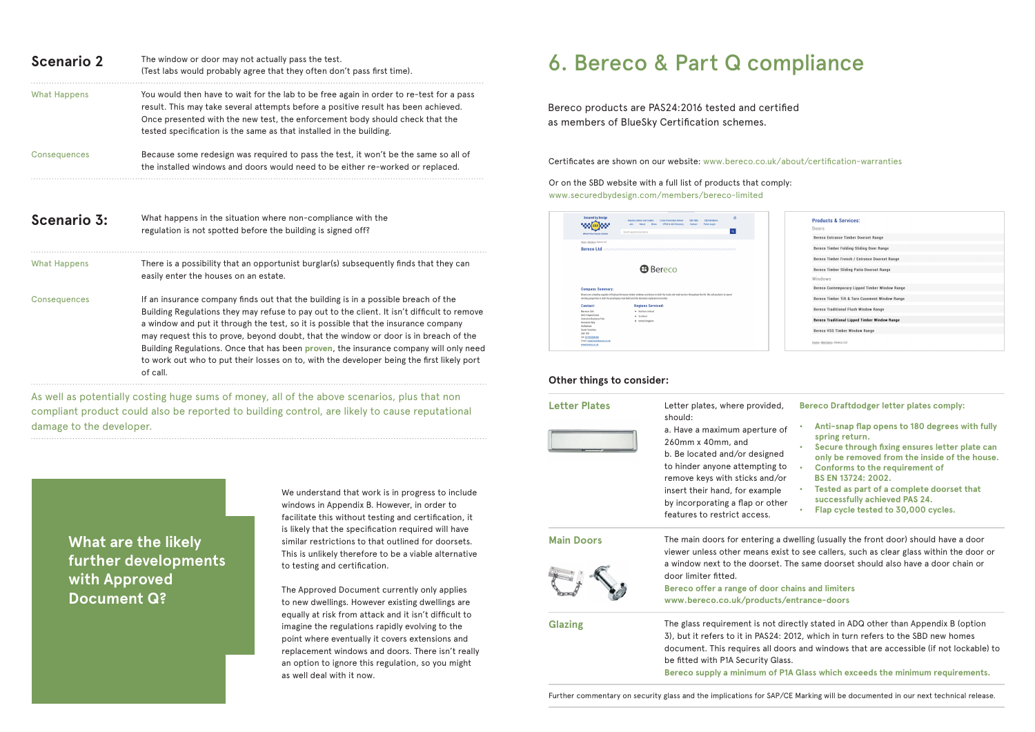## Scenario 2

The window or door may not actually pass the test.
(Test labs would probably agree that they often don't pass first time).

**What Happens**

You would then have to wait for the lab to be free again in order to re-test for a pass result. This may take several attempts before a positive result has been achieved. Once presented with the new test, the enforcement body should check that the tested specification is the same as that installed in the building.

**Consequences**

Because some redesign was required to pass the test, it won't be the same so all of the installed windows and doors would need to be either re-worked or replaced.

## Scenario 3:

What happens in the situation where non-compliance with the regulation is not spotted before the building is signed off?

**What Happens**

There is a possibility that an opportunist burglar(s) subsequently finds that they can easily enter the houses on an estate.

**Consequences**

If an insurance company finds out that the building is in a possible breach of the Building Regulations they may refuse to pay out to the client. It isn't difficult to remove a window and put it through the test, so it is possible that the insurance company may request this to prove, beyond doubt, that the window or door is in breach of the Building Regulations. Once that has been **proven**, the insurance company will only need to work out who to put their losses on to, with the developer being the first likely port of call.

As well as potentially costing huge sums of money, all of the above scenarios, plus that non compliant product could also be reported to building control, are likely to cause reputational damage to the developer.

### What are the likely further developments with Approved Document Q?

We understand that work is in progress to include windows in Appendix B. However, in order to facilitate this without testing and certification, it is likely that the specification required will have similar restrictions to that outlined for doorsets. This is unlikely therefore to be a viable alternative to testing and certification.

The Approved Document currently only applies to new dwellings. However existing dwellings are equally at risk from attack and it isn't difficult to imagine the regulations rapidly evolving to the point where eventually it covers extensions and replacement windows and doors. There isn't really an option to ignore this regulation, so you might as well deal with it now.

# 6. Bereco & Part Q compliance

Bereco products are PAS24:2016 tested and certified as members of BlueSky Certification schemes.

Certificates are shown on our website: www.bereco.co.uk/about/certification-warranties

Or on the SBD website with a full list of products that comply:
www.securedbydesign.com/members/bereco-limited

**Products & Services:**

Doors
- Bereco Entrance Timber Doorset Range
- Bereco Timber Folding Sliding Door Range
- Bereco Timber French / Entrance Doorset Range
- Bereco Timber Sliding Patio Doorset Range

Windows
- Bereco Contemporary Lipped Timber Window Range
- Bereco Timber Tilt & Turn Casement Window Range
- Bereco Traditional Flush Window Range
- Bereco Traditional Lipped Timber Window Range
- Bereco VS5 Timber Window Range

### Other things to consider:

**Letter Plates**

Letter plates, where provided, should:

a. Have a maximum aperture of 260mm x 40mm, and
b. Be located and/or designed to hinder anyone attempting to remove keys with sticks and/or insert their hand, for example by incorporating a flap or other features to restrict access.

**Bereco Draftdodger letter plates comply:**

- **Anti-snap flap opens to 180 degrees with fully spring return.**
- **Secure through fixing ensures letter plate can only be removed from the inside of the house.**
- **Conforms to the requirement of BS EN 13724: 2002.**
- **Tested as part of a complete doorset that successfully achieved PAS 24.**
- **Flap cycle tested to 30,000 cycles.**

**Main Doors**

The main doors for entering a dwelling (usually the front door) should have a door viewer unless other means exist to see callers, such as clear glass within the door or a window next to the doorset. The same doorset should also have a door chain or door limiter fitted.

**Bereco offer a range of door chains and limiters**
**www.bereco.co.uk/products/entrance-doors**

**Glazing**

The glass requirement is not directly stated in ADQ other than Appendix B (option 3), but it refers to it in PAS24: 2012, which in turn refers to the SBD new homes document. This requires all doors and windows that are accessible (if not lockable) to be fitted with P1A Security Glass.

**Bereco supply a minimum of P1A Glass which exceeds the minimum requirements.**

Further commentary on security glass and the implications for SAP/CE Marking will be documented in our next technical release.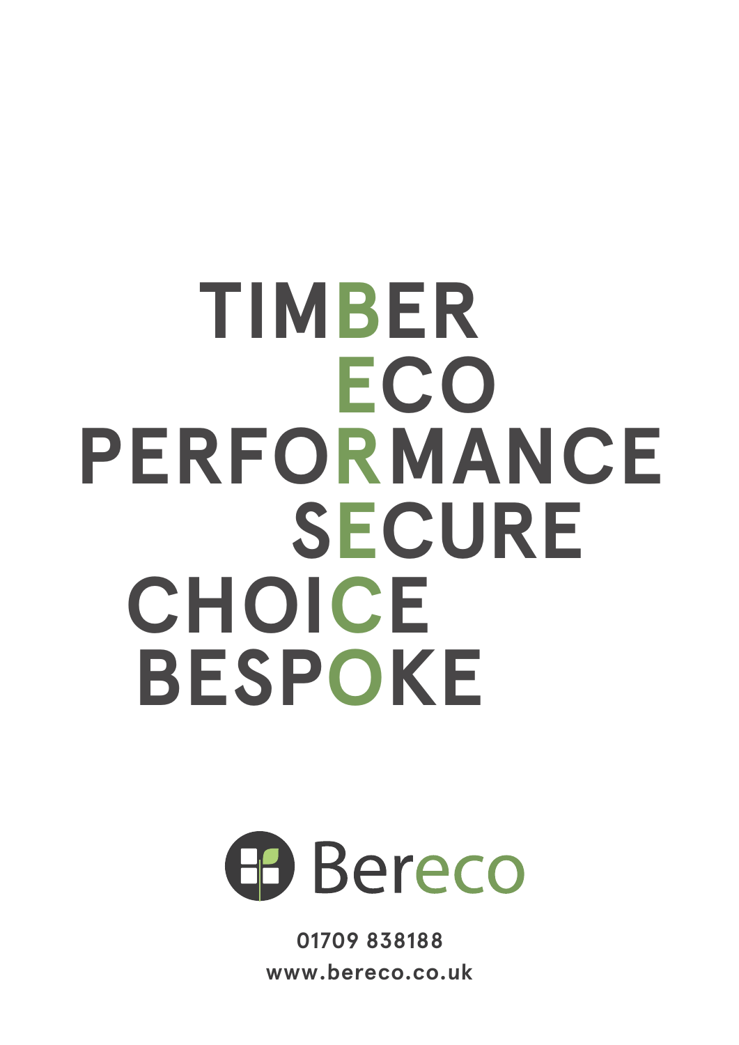TIMBER
ECO
PERFORMANCE
SECURE
CHOICE
BESPOKE

Bereco

01709 838188

www.bereco.co.uk